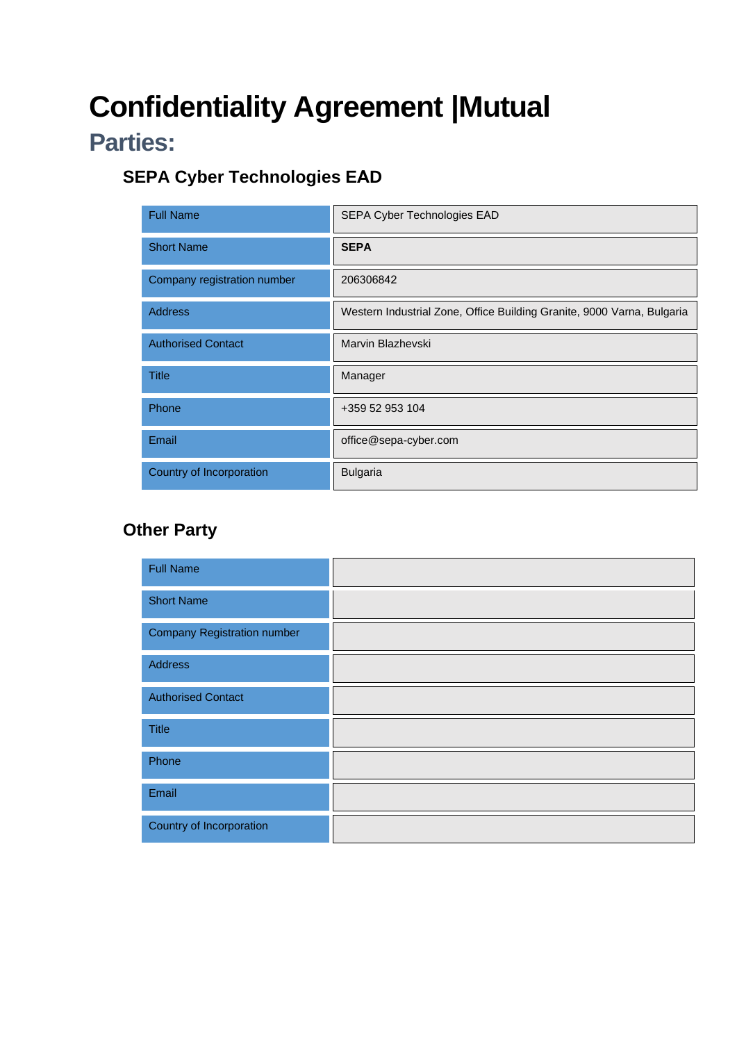# Confidentiality Agreement |Mutual

## Parties:

### SEPA Cyber Technologies EAD

| Full Name | SEPA Cyber Technologies EAD |
|---|---|
| Short Name | **SEPA** |
| Company registration number | 206306842 |
| Address | Western Industrial Zone, Office Building Granite, 9000 Varna, Bulgaria |
| Authorised Contact | Marvin Blazhevski |
| Title | Manager |
| Phone | +359 52 953 104 |
| Email | office@sepa-cyber.com |
| Country of Incorporation | Bulgaria |

### Other Party

| Full Name | |
|---|---|
| Short Name | |
| Company Registration number | |
| Address | |
| Authorised Contact | |
| Title | |
| Phone | |
| Email | |
| Country of Incorporation | |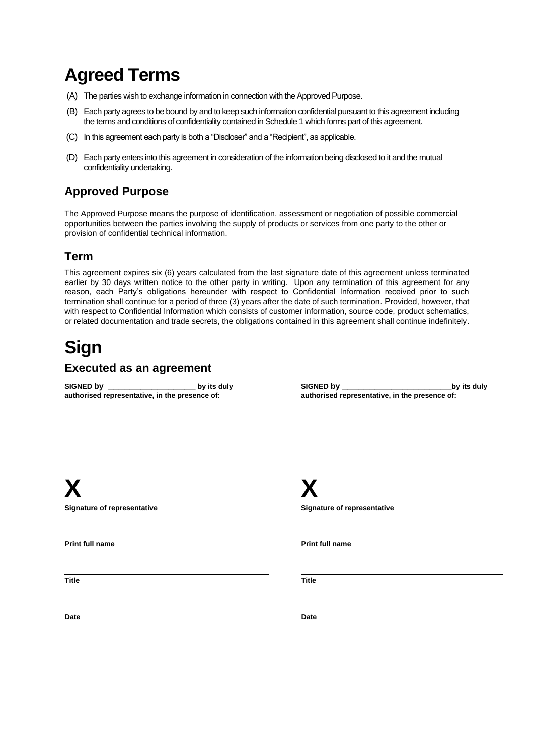# Agreed Terms

(A) The parties wish to exchange information in connection with the Approved Purpose.

(B) Each party agrees to be bound by and to keep such information confidential pursuant to this agreement including the terms and conditions of confidentiality contained in Schedule 1 which forms part of this agreement.

(C) In this agreement each party is both a "Discloser" and a "Recipient", as applicable.

(D) Each party enters into this agreement in consideration of the information being disclosed to it and the mutual confidentiality undertaking.

## Approved Purpose

The Approved Purpose means the purpose of identification, assessment or negotiation of possible commercial opportunities between the parties involving the supply of products or services from one party to the other or provision of confidential technical information.

## Term

This agreement expires six (6) years calculated from the last signature date of this agreement unless terminated earlier by 30 days written notice to the other party in writing. Upon any termination of this agreement for any reason, each Party's obligations hereunder with respect to Confidential Information received prior to such termination shall continue for a period of three (3) years after the date of such termination. Provided, however, that with respect to Confidential Information which consists of customer information, source code, product schematics, or related documentation and trade secrets, the obligations contained in this agreement shall continue indefinitely.

# Sign

## Executed as an agreement

**SIGNED by _____________________ by its duly authorised representative, in the presence of:**

**X**

**Signature of representative**

**Print full name**

**Title**

**Date**

**SIGNED by __________________________by its duly authorised representative, in the presence of:**

**X**

**Signature of representative**

**Print full name**

**Title**

**Date**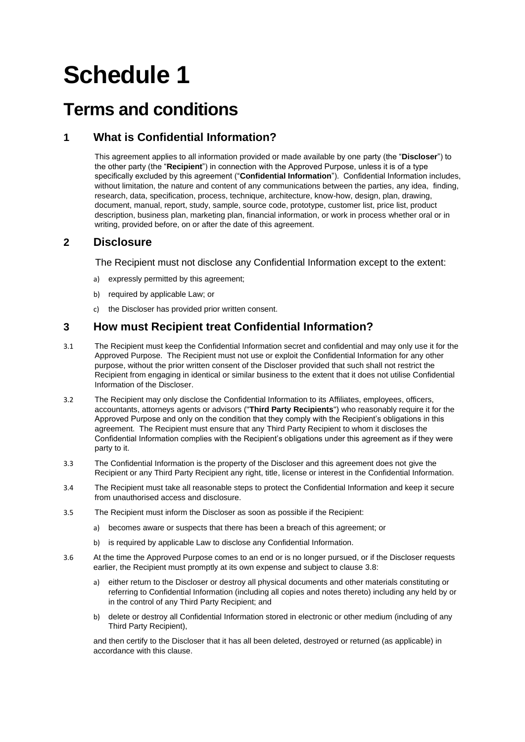# Schedule 1

## Terms and conditions

### 1 What is Confidential Information?

This agreement applies to all information provided or made available by one party (the "**Discloser**") to the other party (the "**Recipient**") in connection with the Approved Purpose, unless it is of a type specifically excluded by this agreement ("**Confidential Information**"). Confidential Information includes, without limitation, the nature and content of any communications between the parties, any idea, finding, research, data, specification, process, technique, architecture, know-how, design, plan, drawing, document, manual, report, study, sample, source code, prototype, customer list, price list, product description, business plan, marketing plan, financial information, or work in process whether oral or in writing, provided before, on or after the date of this agreement.

### 2 Disclosure

The Recipient must not disclose any Confidential Information except to the extent:

a) expressly permitted by this agreement;

b) required by applicable Law; or

c) the Discloser has provided prior written consent.

### 3 How must Recipient treat Confidential Information?

3.1 The Recipient must keep the Confidential Information secret and confidential and may only use it for the Approved Purpose. The Recipient must not use or exploit the Confidential Information for any other purpose, without the prior written consent of the Discloser provided that such shall not restrict the Recipient from engaging in identical or similar business to the extent that it does not utilise Confidential Information of the Discloser.

3.2 The Recipient may only disclose the Confidential Information to its Affiliates, employees, officers, accountants, attorneys agents or advisors ("**Third Party Recipients**") who reasonably require it for the Approved Purpose and only on the condition that they comply with the Recipient's obligations in this agreement. The Recipient must ensure that any Third Party Recipient to whom it discloses the Confidential Information complies with the Recipient's obligations under this agreement as if they were party to it.

3.3 The Confidential Information is the property of the Discloser and this agreement does not give the Recipient or any Third Party Recipient any right, title, license or interest in the Confidential Information.

3.4 The Recipient must take all reasonable steps to protect the Confidential Information and keep it secure from unauthorised access and disclosure.

3.5 The Recipient must inform the Discloser as soon as possible if the Recipient:

a) becomes aware or suspects that there has been a breach of this agreement; or

b) is required by applicable Law to disclose any Confidential Information.

3.6 At the time the Approved Purpose comes to an end or is no longer pursued, or if the Discloser requests earlier, the Recipient must promptly at its own expense and subject to clause 3.8:

a) either return to the Discloser or destroy all physical documents and other materials constituting or referring to Confidential Information (including all copies and notes thereto) including any held by or in the control of any Third Party Recipient; and

b) delete or destroy all Confidential Information stored in electronic or other medium (including of any Third Party Recipient),

and then certify to the Discloser that it has all been deleted, destroyed or returned (as applicable) in accordance with this clause.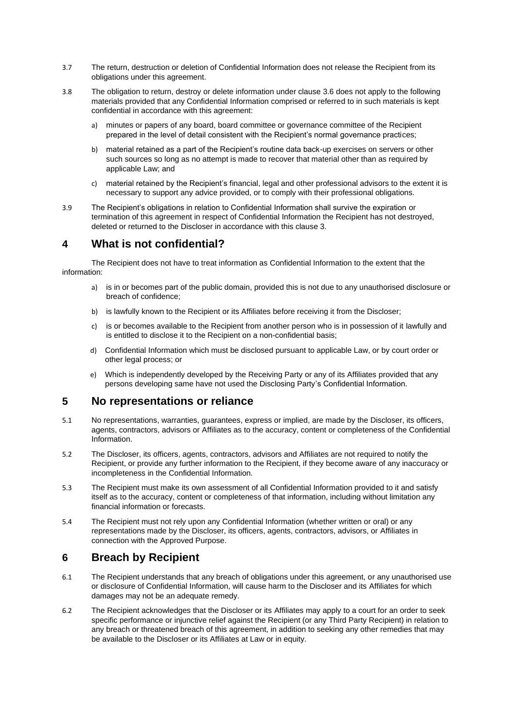3.7 The return, destruction or deletion of Confidential Information does not release the Recipient from its obligations under this agreement.

3.8 The obligation to return, destroy or delete information under clause 3.6 does not apply to the following materials provided that any Confidential Information comprised or referred to in such materials is kept confidential in accordance with this agreement:

a) minutes or papers of any board, board committee or governance committee of the Recipient prepared in the level of detail consistent with the Recipient's normal governance practices;

b) material retained as a part of the Recipient's routine data back-up exercises on servers or other such sources so long as no attempt is made to recover that material other than as required by applicable Law; and

c) material retained by the Recipient's financial, legal and other professional advisors to the extent it is necessary to support any advice provided, or to comply with their professional obligations.

3.9 The Recipient's obligations in relation to Confidential Information shall survive the expiration or termination of this agreement in respect of Confidential Information the Recipient has not destroyed, deleted or returned to the Discloser in accordance with this clause 3.

## 4 What is not confidential?

The Recipient does not have to treat information as Confidential Information to the extent that the information:

a) is in or becomes part of the public domain, provided this is not due to any unauthorised disclosure or breach of confidence;

b) is lawfully known to the Recipient or its Affiliates before receiving it from the Discloser;

c) is or becomes available to the Recipient from another person who is in possession of it lawfully and is entitled to disclose it to the Recipient on a non-confidential basis;

d) Confidential Information which must be disclosed pursuant to applicable Law, or by court order or other legal process; or

e) Which is independently developed by the Receiving Party or any of its Affiliates provided that any persons developing same have not used the Disclosing Party's Confidential Information.

## 5 No representations or reliance

5.1 No representations, warranties, guarantees, express or implied, are made by the Discloser, its officers, agents, contractors, advisors or Affiliates as to the accuracy, content or completeness of the Confidential Information.

5.2 The Discloser, its officers, agents, contractors, advisors and Affiliates are not required to notify the Recipient, or provide any further information to the Recipient, if they become aware of any inaccuracy or incompleteness in the Confidential Information.

5.3 The Recipient must make its own assessment of all Confidential Information provided to it and satisfy itself as to the accuracy, content or completeness of that information, including without limitation any financial information or forecasts.

5.4 The Recipient must not rely upon any Confidential Information (whether written or oral) or any representations made by the Discloser, its officers, agents, contractors, advisors, or Affiliates in connection with the Approved Purpose.

## 6 Breach by Recipient

6.1 The Recipient understands that any breach of obligations under this agreement, or any unauthorised use or disclosure of Confidential Information, will cause harm to the Discloser and its Affiliates for which damages may not be an adequate remedy.

6.2 The Recipient acknowledges that the Discloser or its Affiliates may apply to a court for an order to seek specific performance or injunctive relief against the Recipient (or any Third Party Recipient) in relation to any breach or threatened breach of this agreement, in addition to seeking any other remedies that may be available to the Discloser or its Affiliates at Law or in equity.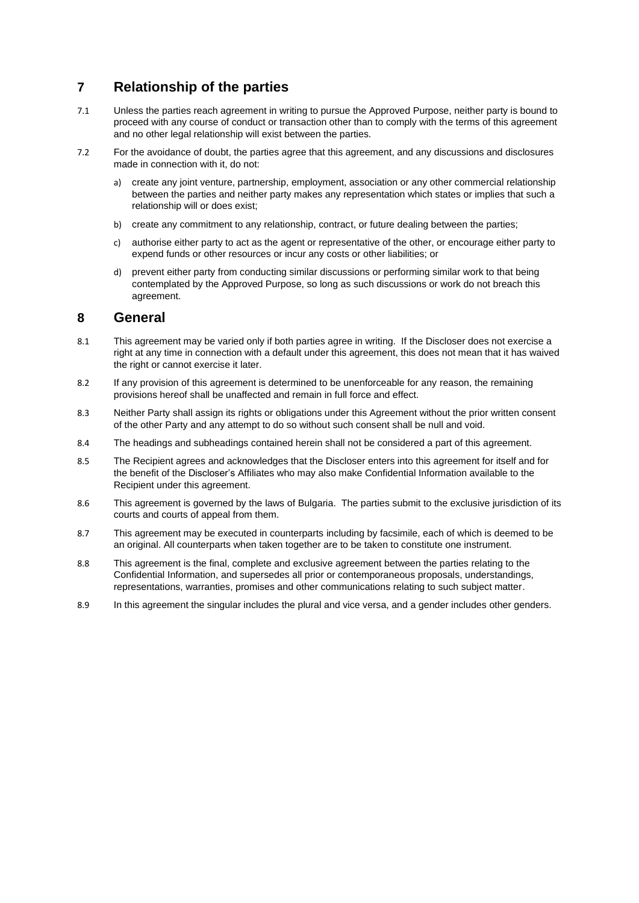## 7 Relationship of the parties

7.1 Unless the parties reach agreement in writing to pursue the Approved Purpose, neither party is bound to proceed with any course of conduct or transaction other than to comply with the terms of this agreement and no other legal relationship will exist between the parties.

7.2 For the avoidance of doubt, the parties agree that this agreement, and any discussions and disclosures made in connection with it, do not:

a) create any joint venture, partnership, employment, association or any other commercial relationship between the parties and neither party makes any representation which states or implies that such a relationship will or does exist;

b) create any commitment to any relationship, contract, or future dealing between the parties;

c) authorise either party to act as the agent or representative of the other, or encourage either party to expend funds or other resources or incur any costs or other liabilities; or

d) prevent either party from conducting similar discussions or performing similar work to that being contemplated by the Approved Purpose, so long as such discussions or work do not breach this agreement.

## 8 General

8.1 This agreement may be varied only if both parties agree in writing. If the Discloser does not exercise a right at any time in connection with a default under this agreement, this does not mean that it has waived the right or cannot exercise it later.

8.2 If any provision of this agreement is determined to be unenforceable for any reason, the remaining provisions hereof shall be unaffected and remain in full force and effect.

8.3 Neither Party shall assign its rights or obligations under this Agreement without the prior written consent of the other Party and any attempt to do so without such consent shall be null and void.

8.4 The headings and subheadings contained herein shall not be considered a part of this agreement.

8.5 The Recipient agrees and acknowledges that the Discloser enters into this agreement for itself and for the benefit of the Discloser's Affiliates who may also make Confidential Information available to the Recipient under this agreement.

8.6 This agreement is governed by the laws of Bulgaria. The parties submit to the exclusive jurisdiction of its courts and courts of appeal from them.

8.7 This agreement may be executed in counterparts including by facsimile, each of which is deemed to be an original. All counterparts when taken together are to be taken to constitute one instrument.

8.8 This agreement is the final, complete and exclusive agreement between the parties relating to the Confidential Information, and supersedes all prior or contemporaneous proposals, understandings, representations, warranties, promises and other communications relating to such subject matter.

8.9 In this agreement the singular includes the plural and vice versa, and a gender includes other genders.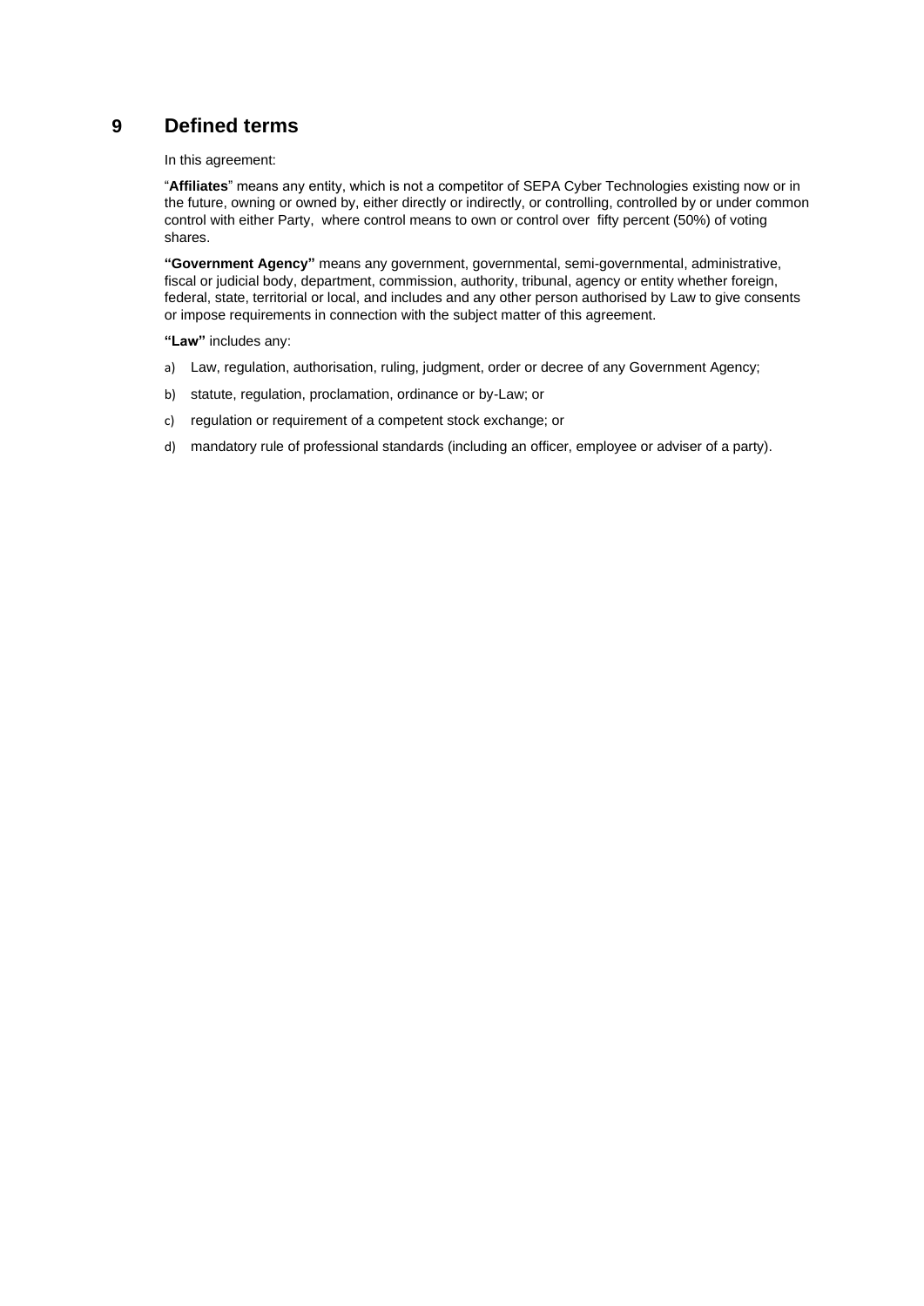# 9 Defined terms

In this agreement:

"**Affiliates**" means any entity, which is not a competitor of SEPA Cyber Technologies existing now or in the future, owning or owned by, either directly or indirectly, or controlling, controlled by or under common control with either Party, where control means to own or control over fifty percent (50%) of voting shares.

**"Government Agency"** means any government, governmental, semi-governmental, administrative, fiscal or judicial body, department, commission, authority, tribunal, agency or entity whether foreign, federal, state, territorial or local, and includes and any other person authorised by Law to give consents or impose requirements in connection with the subject matter of this agreement.

**"Law"** includes any:

a) Law, regulation, authorisation, ruling, judgment, order or decree of any Government Agency;

b) statute, regulation, proclamation, ordinance or by-Law; or

c) regulation or requirement of a competent stock exchange; or

d) mandatory rule of professional standards (including an officer, employee or adviser of a party).